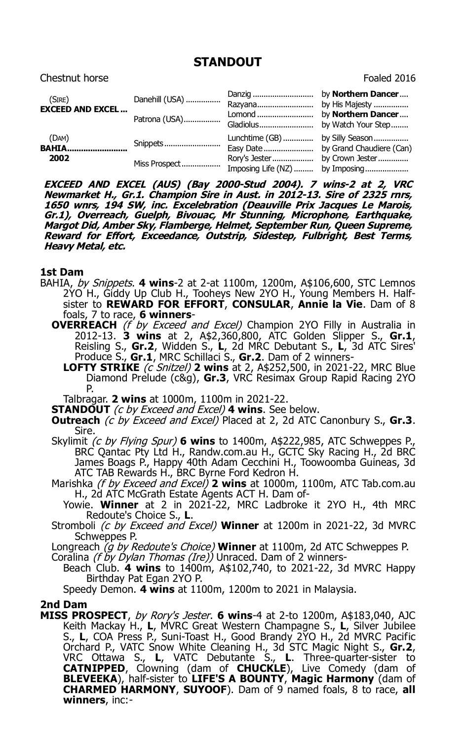# STANDOUT

Chestnut horse | Foaled 2016

| | | | |
|---|---|---|---|
| (SIRE) **EXCEED AND EXCEL** ... | Danehill (USA) ................ | Danzig ............................ | by **Northern Dancer**.... |
| | | Razyana.......................... | by His Majesty ................ |
| | Patrona (USA)................. | Lomond .......................... | by **Northern Dancer**.... |
| | | Gladiolus......................... | by Watch Your Step........ |
| (DAM) **BAHIA**.......................... 2002 | Snippets.......................... | Lunchtime (GB) .............. | by Silly Season................ |
| | | Easy Date ....................... | by Grand Chaudiere (Can) |
| | Miss Prospect.................. | Rory's Jester................... | by Crown Jester.............. |
| | | Imposing Life (NZ) ......... | by Imposing.................... |

***EXCEED AND EXCEL (AUS) (Bay 2000-Stud 2004). 7 wins-2 at 2, VRC Newmarket H., Gr.1. Champion Sire in Aust. in 2012-13. Sire of 2325 rnrs, 1650 wnrs, 194 SW, inc. Excelebration (Deauville Prix Jacques Le Marois, Gr.1), Overreach, Guelph, Bivouac, Mr Stunning, Microphone, Earthquake, Margot Did, Amber Sky, Flamberge, Helmet, September Run, Queen Supreme, Reward for Effort, Exceedance, Outstrip, Sidestep, Fulbright, Best Terms, Heavy Metal, etc.***

## 1st Dam

BAHIA, *by Snippets*. **4 wins**-2 at 2-at 1100m, 1200m, A$106,600, STC Lemnos 2YO H., Giddy Up Club H., Tooheys New 2YO H., Young Members H. Half-sister to **REWARD FOR EFFORT**, **CONSULAR**, **Annie la Vie**. Dam of 8 foals, 7 to race, **6 winners**-

- **OVERREACH** *(f by Exceed and Excel)* Champion 2YO Filly in Australia in 2012-13. **3 wins** at 2, A$2,360,800, ATC Golden Slipper S., **Gr.1**, Reisling S., **Gr.2**, Widden S., **L**, 2d MRC Debutant S., **L**, 3d ATC Sires' Produce S., **Gr.1**, MRC Schillaci S., **Gr.2**. Dam of 2 winners-
  - **LOFTY STRIKE** *(c Snitzel)* **2 wins** at 2, A$252,500, in 2021-22, MRC Blue Diamond Prelude (c&g), **Gr.3**, VRC Resimax Group Rapid Racing 2YO P.
  - Talbragar. **2 wins** at 1000m, 1100m in 2021-22.
- **STANDOUT** *(c by Exceed and Excel)* **4 wins**. See below.
- **Outreach** *(c by Exceed and Excel)* Placed at 2, 2d ATC Canonbury S., **Gr.3**. Sire.
- Skylimit *(c by Flying Spur)* **6 wins** to 1400m, A$222,985, ATC Schweppes P., BRC Qantac Pty Ltd H., Randw.com.au H., GCTC Sky Racing H., 2d BRC James Boags P., Happy 40th Adam Cecchini H., Toowoomba Guineas, 3d ATC TAB Rewards H., BRC Byrne Ford Kedron H.
- Marishka *(f by Exceed and Excel)* **2 wins** at 1000m, 1100m, ATC Tab.com.au H., 2d ATC McGrath Estate Agents ACT H. Dam of-
  - Yowie. **Winner** at 2 in 2021-22, MRC Ladbroke it 2YO H., 4th MRC Redoute's Choice S., **L**.
- Stromboli *(c by Exceed and Excel)* **Winner** at 1200m in 2021-22, 3d MVRC Schweppes P.
- Longreach *(g by Redoute's Choice)* **Winner** at 1100m, 2d ATC Schweppes P.
- Coralina *(f by Dylan Thomas (Ire))* Unraced. Dam of 2 winners-
  - Beach Club. **4 wins** to 1400m, A$102,740, to 2021-22, 3d MVRC Happy Birthday Pat Egan 2YO P.
  - Speedy Demon. **4 wins** at 1100m, 1200m to 2021 in Malaysia.

## 2nd Dam

**MISS PROSPECT**, *by Rory's Jester*. **6 wins**-4 at 2-to 1200m, A$183,040, AJC Keith Mackay H., **L**, MVRC Great Western Champagne S., **L**, Silver Jubilee S., **L**, COA Press P., Suni-Toast H., Good Brandy 2YO H., 2d MVRC Pacific Orchard P., VATC Snow White Cleaning H., 3d STC Magic Night S., **Gr.2**, VRC Ottawa S., **L**, VATC Debutante S., **L**. Three-quarter-sister to **CATNIPPED**, Clowning (dam of **CHUCKLE**), Live Comedy (dam of **BLEVEEKA**), half-sister to **LIFE'S A BOUNTY**, **Magic Harmony** (dam of **CHARMED HARMONY**, **SUYOOF**). Dam of 9 named foals, 8 to race, **all winners**, inc:-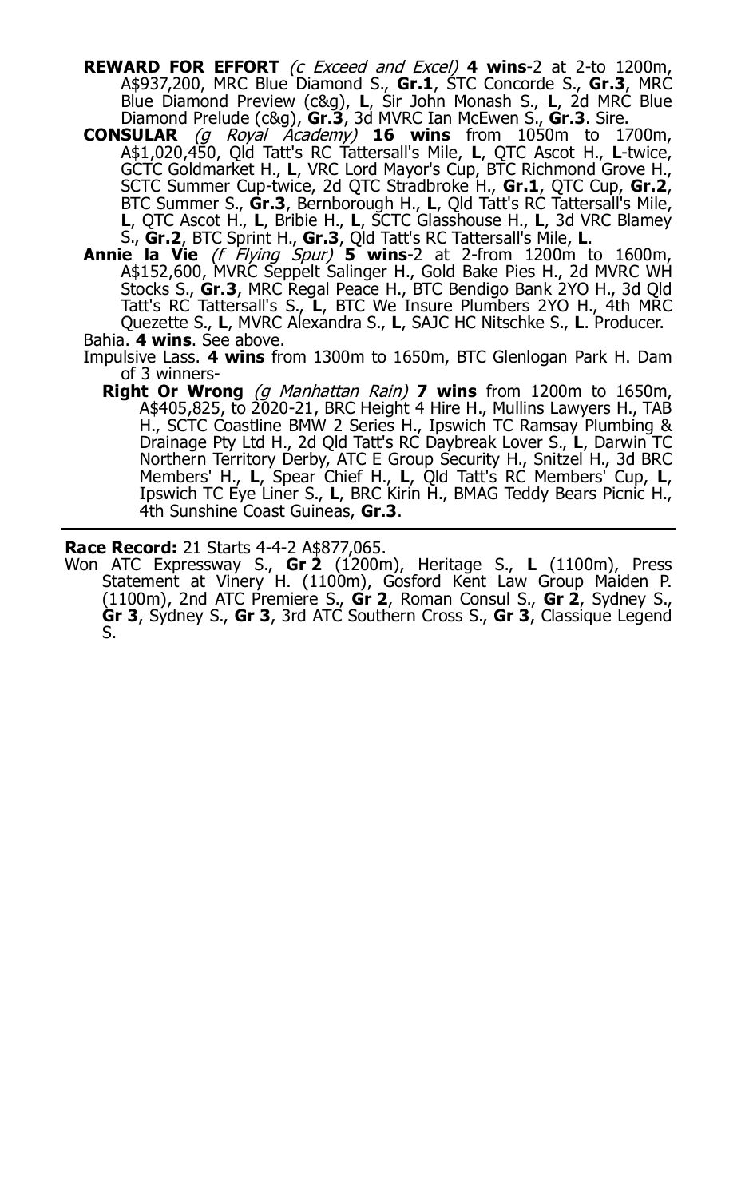**REWARD FOR EFFORT** *(c Exceed and Excel)* **4 wins**-2 at 2-to 1200m, A$937,200, MRC Blue Diamond S., **Gr.1**, STC Concorde S., **Gr.3**, MRC Blue Diamond Preview (c&g), **L**, Sir John Monash S., **L**, 2d MRC Blue Diamond Prelude (c&g), **Gr.3**, 3d MVRC Ian McEwen S., **Gr.3**. Sire.

**CONSULAR** *(g Royal Academy)* **16 wins** from 1050m to 1700m, A$1,020,450, Qld Tatt's RC Tattersall's Mile, **L**, QTC Ascot H., **L**-twice, GCTC Goldmarket H., **L**, VRC Lord Mayor's Cup, BTC Richmond Grove H., SCTC Summer Cup-twice, 2d QTC Stradbroke H., **Gr.1**, QTC Cup, **Gr.2**, BTC Summer S., **Gr.3**, Bernborough H., **L**, Qld Tatt's RC Tattersall's Mile, **L**, QTC Ascot H., **L**, Bribie H., **L**, SCTC Glasshouse H., **L**, 3d VRC Blamey S., **Gr.2**, BTC Sprint H., **Gr.3**, Qld Tatt's RC Tattersall's Mile, **L**.

**Annie la Vie** *(f Flying Spur)* **5 wins**-2 at 2-from 1200m to 1600m, A$152,600, MVRC Seppelt Salinger H., Gold Bake Pies H., 2d MVRC WH Stocks S., **Gr.3**, MRC Regal Peace H., BTC Bendigo Bank 2YO H., 3d Qld Tatt's RC Tattersall's S., **L**, BTC We Insure Plumbers 2YO H., 4th MRC Quezette S., **L**, MVRC Alexandra S., **L**, SAJC HC Nitschke S., **L**. Producer.

Bahia. **4 wins**. See above.

Impulsive Lass. **4 wins** from 1300m to 1650m, BTC Glenlogan Park H. Dam of 3 winners-

**Right Or Wrong** *(g Manhattan Rain)* **7 wins** from 1200m to 1650m, A$405,825, to 2020-21, BRC Height 4 Hire H., Mullins Lawyers H., TAB H., SCTC Coastline BMW 2 Series H., Ipswich TC Ramsay Plumbing & Drainage Pty Ltd H., 2d Qld Tatt's RC Daybreak Lover S., **L**, Darwin TC Northern Territory Derby, ATC E Group Security H., Snitzel H., 3d BRC Members' H., **L**, Spear Chief H., **L**, Qld Tatt's RC Members' Cup, **L**, Ipswich TC Eye Liner S., **L**, BRC Kirin H., BMAG Teddy Bears Picnic H., 4th Sunshine Coast Guineas, **Gr.3**.

---

**Race Record:** 21 Starts 4-4-2 A$877,065.

Won ATC Expressway S., **Gr 2** (1200m), Heritage S., **L** (1100m), Press Statement at Vinery H. (1100m), Gosford Kent Law Group Maiden P. (1100m), 2nd ATC Premiere S., **Gr 2**, Roman Consul S., **Gr 2**, Sydney S., **Gr 3**, Sydney S., **Gr 3**, 3rd ATC Southern Cross S., **Gr 3**, Classique Legend S.